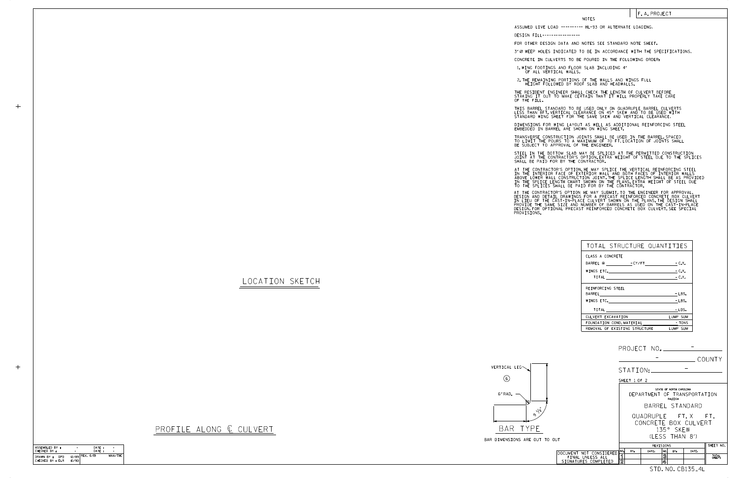F. A. PROJECT

## NOTES

ASSUMED LIVE LOAD ---------- HL-93 OR ALTERNATE LOADING.

DESIGN FILL-----------------

FOR OTHER DESIGN DATA AND NOTES SEE STANDARD NOTE SHEET.

3"Ø WEEP HOLES INDICATED TO BE IN ACCORDANCE WITH THE SPECIFICATIONS.

CONCRETE IN CULVERTS TO BE POURED IN THE FOLLOWING ORDER:

1. WING FOOTINGS AND FLOOR SLAB INCLUDING 4" OF ALL VERTICAL WALLS.
2. THE REMAINING PORTIONS OF THE WALLS AND WINGS FULL HEIGHT FOLLOWED BY ROOF SLAB AND HEADWALLS.

THE RESIDENT ENGINEER SHALL CHECK THE LENGTH OF CULVERT BEFORE STAKING IT OUT TO MAKE CERTAIN THAT IT WILL PROPERLY TAKE CARE OF THE FILL.

THIS BARREL STANDARD TO BE USED ONLY ON QUADRUPLE BARREL CULVERTS LESS THAN 8FT. VERTICAL CLEARANCE ON 45° SKEW AND TO BE USED WITH STANDARD WING SHEET FOR THE SAME SKEW AND VERTICAL CLEARANCE.

DIMENSIONS FOR WING LAYOUT AS WELL AS ADDITIONAL REINFORCING STEEL EMBEDDED IN BARREL ARE SHOWN ON WING SHEET.

TRANSVERSE CONSTRUCTION JOINTS SHALL BE USED IN THE BARREL, SPACED TO LIMIT THE POURS TO A MAXIMUM OF 70 FT. LOCATION OF JOINTS SHALL BE SUBJECT TO APPROVAL OF THE ENGINEER.

STEEL IN THE BOTTOM SLAB MAY BE SPLICED AT THE PERMITTED CONSTRUCTION JOINT AT THE CONTRACTOR'S OPTION. EXTRA WEIGHT OF STEEL DUE TO THE SPLICES SHALL BE PAID FOR BY THE CONTRACTOR.

AT THE CONTRACTOR'S OPTION, HE MAY SPLICE THE VERTICAL REINFORCING STEEL IN THE INTERIOR FACE OF EXTERIOR WALL AND BOTH FACES OF INTERIOR WALLS ABOVE LOWER WALL CONSTRUCTION JOINT. THE SPLICE LENGTH SHALL BE AS PROVIDED IN THE SPLICE LENGTH CHART SHOWN ON THE PLANS. EXTRA WEIGHT OF STEEL DUE TO THE SPLICES SHALL BE PAID FOR BY THE CONTRACTOR.

AT THE CONTRACTOR'S OPTION HE MAY SUBMIT, TO THE ENGINEER FOR APPROVAL, DESIGN AND DETAIL DRAWINGS FOR A PRECAST REINFORCED CONCRETE BOX CULVERT IN LIEU OF THE CAST-IN-PLACE CULVERT SHOWN ON THE PLANS. THE DESIGN SHALL PROVIDE THE SAME SIZE AND NUMBER OF BARRELS AS USED ON THE CAST-IN-PLACE DESIGN. FOR OPTIONAL PRECAST REINFORCED CONCRETE BOX CULVERT, SEE SPECIAL PROVISIONS.

## LOCATION SKETCH

## TOTAL STRUCTURE QUANTITIES

| CLASS A CONCRETE | |
|---|---|
| BARREL @ ________ - CY/FT ________ | - C.Y. |
| WINGS ETC. ________ | - C.Y. |
| TOTAL ________ | - C.Y. |
| REINFORCING STEEL | |
| BARREL ________ | - LBS. |
| WINGS ETC. ________ | - LBS. |
| TOTAL ________ | - LBS. |
| CULVERT EXCAVATION | LUMP SUM |
| FOUNDATION COND. MATERIAL | - TONS |
| REMOVAL OF EXISTING STRUCTURE | LUMP SUM |

VERTICAL LEG

6

6" RAD.

9 1/2"

## BAR TYPE

BAR DIMENSIONS ARE OUT TO OUT

## PROFILE ALONG ℄ CULVERT

PROJECT NO. ________ -

________ - ________ COUNTY

STATION: ________ -

SHEET 1 OF 2

STATE OF NORTH CAROLINA
DEPARTMENT OF TRANSPORTATION
RALEIGH

BARREL STANDARD

QUADRUPLE FT. X FT.
CONCRETE BOX CULVERT
135° SKEW
(LESS THAN 8')

| ASSEMBLED BY : | - | DATE : | - |
|---|---|---|---|
| CHECKED BY : | - | DATE : | - |
| DRAWN BY : DPD | 12/89 | REV. 6/19 | MAA/THC |
| CHECKED BY : ELR | 10/90 | | |

DOCUMENT NOT CONSIDERED FINAL UNLESS ALL SIGNATURES COMPLETED

| REVISIONS | | | | | | SHEET NO. |
|---|---|---|---|---|---|---|
| NO. | BY: | DATE: | NO. | BY: | DATE: | |
| 1 | | | 3 | | | TOTAL SHEETS |
| 2 | | | 4 | | | |

STD. NO. CB135_4L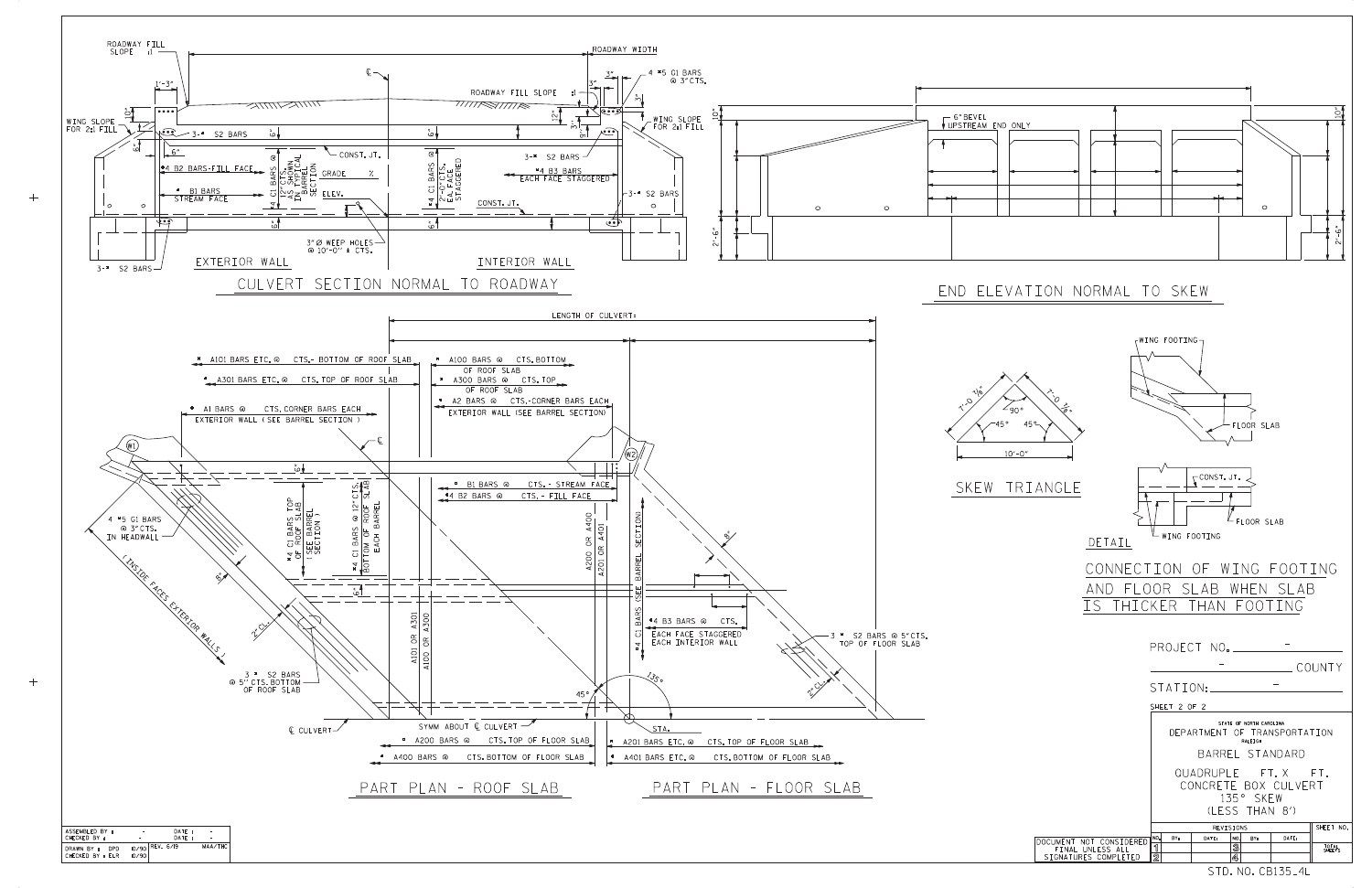## CULVERT SECTION NORMAL TO ROADWAY

ROADWAY FILL SLOPE :1

ROADWAY WIDTH

ROADWAY FILL SLOPE :1

4 #5 G1 BARS @ 3" CTS.

WING SLOPE FOR 2:1 FILL

WING SLOPE FOR 2:1 FILL

1'-3"

3"

3"

10"

12"

3"

6"

6"

3-# S2 BARS

3-# S2 BARS

3-# S2 BARS

3-# S2 BARS

CONST. JT.

CONST. JT.

#4 B2 BARS-FILL FACE

#4 B1 BARS STREAM FACE

#4 C1 BARS @ 12" CTS. AS SHOWN IN TYPICAL BARREL SECTION

#4 C1 BARS @ 2'-0" CTS. EA FACE STAGGERED

#4 B3 BARS EACH FACE STAGGERED

GRADE %

ELEV.

3" Ø WEEP HOLES @ 10'-0" ± CTS.

EXTERIOR WALL

INTERIOR WALL

## END ELEVATION NORMAL TO SKEW

6" BEVEL UPSTREAM END ONLY

10"

10"

2'-6"

2'-6"

## SKEW TRIANGLE

7'-0 7/16"

7'-0 7/16"

90°

45°

45°

10'-0"

## DETAIL

## CONNECTION OF WING FOOTING AND FLOOR SLAB WHEN SLAB IS THICKER THAN FOOTING

WING FOOTING

FLOOR SLAB

CONST. JT.

FLOOR SLAB

WING FOOTING

## PART PLAN - ROOF SLAB

## PART PLAN - FLOOR SLAB

LENGTH OF CULVERT:

# A101 BARS ETC. @ CTS.- BOTTOM OF ROOF SLAB

# A301 BARS ETC. @ CTS. TOP OF ROOF SLAB

# A1 BARS @ CTS. CORNER BARS EACH EXTERIOR WALL (SEE BARREL SECTION)

# A100 BARS @ CTS. BOTTOM OF ROOF SLAB

# A300 BARS @ CTS. TOP OF ROOF SLAB

# A2 BARS @ CTS.-CORNER BARS EACH EXTERIOR WALL (SEE BARREL SECTION)

# B1 BARS @ CTS. - STREAM FACE

#4 B2 BARS @ CTS. - FILL FACE

#4 C1 BARS TOP OF ROOF SLAB (SEE BARREL SECTION)

#4 C1 BARS @ 12" CTS. BOTTOM OF ROOF SLAB EACH BARREL

#4 C1 BARS (SEE BARREL SECTION)

A200 OR A400

A201 OR A401

A101 OR A301

A100 OR A300

#4 B3 BARS @ CTS. EACH FACE STAGGERED EACH INTERIOR WALL

4 #5 G1 BARS @ 3" CTS. IN HEADWALL

(INSIDE FACES EXTERIOR WALLS)

3 # S2 BARS @ 5" CTS. BOTTOM OF ROOF SLAB

3 # S2 BARS @ 5" CTS. TOP OF FLOOR SLAB

2" CL.

2" CL.

8"

8"

6"

3"

45°

135°

W1

W2

℄ CULVERT

SYMM ABOUT ℄ CULVERT

STA.

# A200 BARS @ CTS. TOP OF FLOOR SLAB

# A400 BARS @ CTS. BOTTOM OF FLOOR SLAB

# A201 BARS ETC. @ CTS. TOP OF FLOOR SLAB

# A401 BARS ETC. @ CTS. BOTTOM OF FLOOR SLAB

PROJECT NO. -

- COUNTY

STATION: -

SHEET 2 OF 2

STATE OF NORTH CAROLINA
DEPARTMENT OF TRANSPORTATION
RALEIGH

BARREL STANDARD

QUADRUPLE FT. X FT.
CONCRETE BOX CULVERT
135° SKEW
(LESS THAN 8')

| REVISIONS | | | | | | | SHEET NO. |
|---|---|---|---|---|---|---|---|
| NO. | BY: | DATE: | NO. | BY: | DATE: | | |
| 1 | | | 3 | | | | TOTAL SHEETS |
| 2 | | | 4 | | | | |

DOCUMENT NOT CONSIDERED FINAL UNLESS ALL SIGNATURES COMPLETED

| | | | | |
|---|---|---|---|---|
| ASSEMBLED BY : | - | DATE : | - | |
| CHECKED BY : | - | DATE : | - | |
| DRAWN BY : DPD | 10/90 | REV. 6/19 | | MAA/THC |
| CHECKED BY : ELR | 10/90 | | | |

STD. NO. CB135_4L